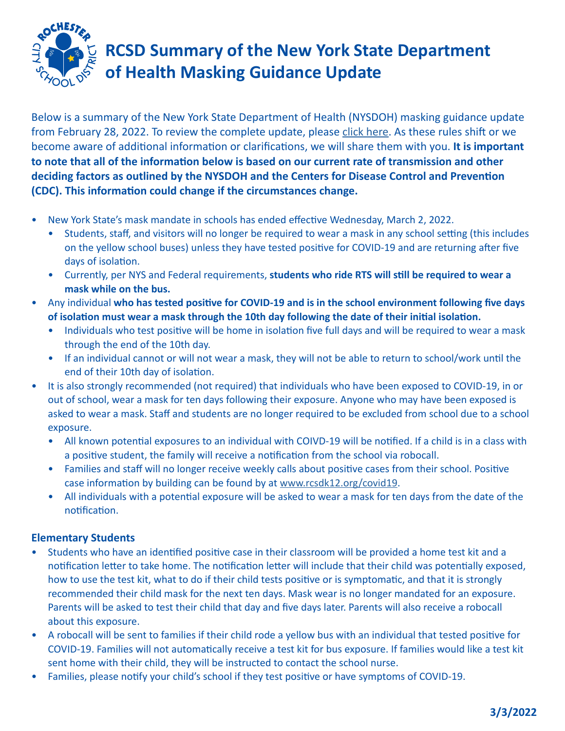# RCSD Summary of the New York State Department of Health Masking Guidance Update

Below is a summary of the New York State Department of Health (NYSDOH) masking guidance update from February 28, 2022. To review the complete update, please click here. As these rules shift or we become aware of additional information or clarifications, we will share them with you. **It is important to note that all of the information below is based on our current rate of transmission and other deciding factors as outlined by the NYSDOH and the Centers for Disease Control and Prevention (CDC). This information could change if the circumstances change.**

- New York State's mask mandate in schools has ended effective Wednesday, March 2, 2022.
  - Students, staff, and visitors will no longer be required to wear a mask in any school setting (this includes on the yellow school buses) unless they have tested positive for COVID-19 and are returning after five days of isolation.
  - Currently, per NYS and Federal requirements, **students who ride RTS will still be required to wear a mask while on the bus.**
- Any individual **who has tested positive for COVID-19 and is in the school environment following five days of isolation must wear a mask through the 10th day following the date of their initial isolation.**
  - Individuals who test positive will be home in isolation five full days and will be required to wear a mask through the end of the 10th day.
  - If an individual cannot or will not wear a mask, they will not be able to return to school/work until the end of their 10th day of isolation.
- It is also strongly recommended (not required) that individuals who have been exposed to COVID-19, in or out of school, wear a mask for ten days following their exposure. Anyone who may have been exposed is asked to wear a mask. Staff and students are no longer required to be excluded from school due to a school exposure.
  - All known potential exposures to an individual with COIVD-19 will be notified. If a child is in a class with a positive student, the family will receive a notification from the school via robocall.
  - Families and staff will no longer receive weekly calls about positive cases from their school. Positive case information by building can be found by at www.rcsdk12.org/covid19.
  - All individuals with a potential exposure will be asked to wear a mask for ten days from the date of the notification.

### Elementary Students

- Students who have an identified positive case in their classroom will be provided a home test kit and a notification letter to take home. The notification letter will include that their child was potentially exposed, how to use the test kit, what to do if their child tests positive or is symptomatic, and that it is strongly recommended their child mask for the next ten days. Mask wear is no longer mandated for an exposure. Parents will be asked to test their child that day and five days later. Parents will also receive a robocall about this exposure.
- A robocall will be sent to families if their child rode a yellow bus with an individual that tested positive for COVID-19. Families will not automatically receive a test kit for bus exposure. If families would like a test kit sent home with their child, they will be instructed to contact the school nurse.
- Families, please notify your child's school if they test positive or have symptoms of COVID-19.

**3/3/2022**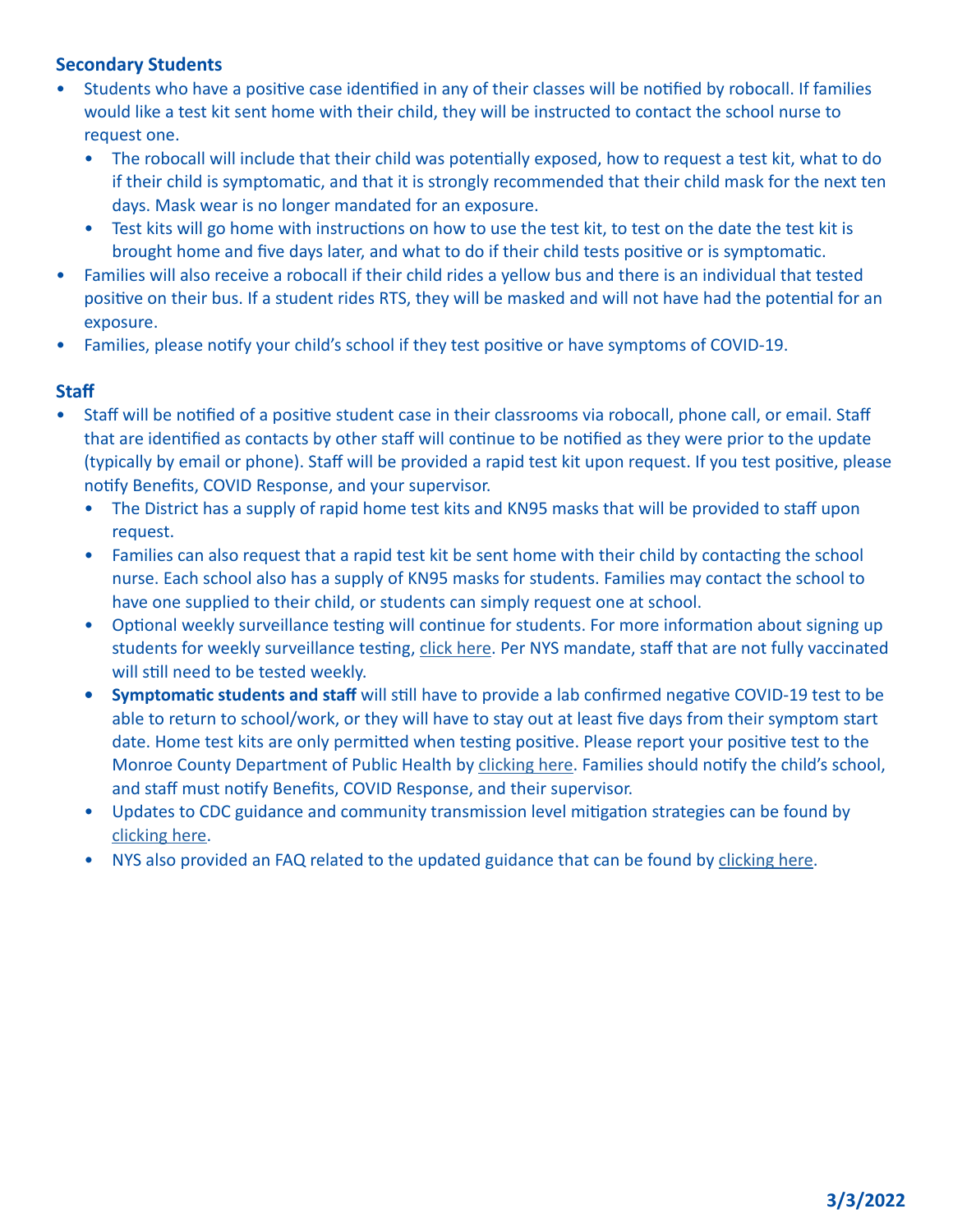### Secondary Students

- Students who have a positive case identified in any of their classes will be notified by robocall. If families would like a test kit sent home with their child, they will be instructed to contact the school nurse to request one.
  - The robocall will include that their child was potentially exposed, how to request a test kit, what to do if their child is symptomatic, and that it is strongly recommended that their child mask for the next ten days. Mask wear is no longer mandated for an exposure.
  - Test kits will go home with instructions on how to use the test kit, to test on the date the test kit is brought home and five days later, and what to do if their child tests positive or is symptomatic.
- Families will also receive a robocall if their child rides a yellow bus and there is an individual that tested positive on their bus. If a student rides RTS, they will be masked and will not have had the potential for an exposure.
- Families, please notify your child's school if they test positive or have symptoms of COVID-19.

### Staff

- Staff will be notified of a positive student case in their classrooms via robocall, phone call, or email. Staff that are identified as contacts by other staff will continue to be notified as they were prior to the update (typically by email or phone). Staff will be provided a rapid test kit upon request. If you test positive, please notify Benefits, COVID Response, and your supervisor.
  - The District has a supply of rapid home test kits and KN95 masks that will be provided to staff upon request.
  - Families can also request that a rapid test kit be sent home with their child by contacting the school nurse. Each school also has a supply of KN95 masks for students. Families may contact the school to have one supplied to their child, or students can simply request one at school.
  - Optional weekly surveillance testing will continue for students. For more information about signing up students for weekly surveillance testing, click here. Per NYS mandate, staff that are not fully vaccinated will still need to be tested weekly.
  - **Symptomatic students and staff** will still have to provide a lab confirmed negative COVID-19 test to be able to return to school/work, or they will have to stay out at least five days from their symptom start date. Home test kits are only permitted when testing positive. Please report your positive test to the Monroe County Department of Public Health by clicking here. Families should notify the child's school, and staff must notify Benefits, COVID Response, and their supervisor.
  - Updates to CDC guidance and community transmission level mitigation strategies can be found by clicking here.
  - NYS also provided an FAQ related to the updated guidance that can be found by clicking here.

**3/3/2022**